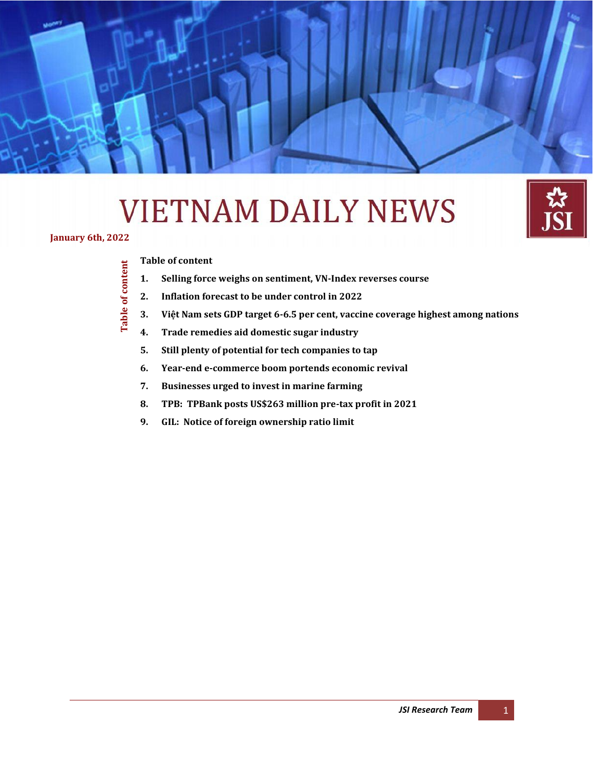# VIETNAM DAILY NEWS

**January 6th, 2022**

**Table of content**

1. **Selling force weighs on sentiment, VN-Index reverses course**
2. **Inflation forecast to be under control in 2022**
3. **Việt Nam sets GDP target 6-6.5 per cent, vaccine coverage highest among nations**
4. **Trade remedies aid domestic sugar industry**
5. **Still plenty of potential for tech companies to tap**
6. **Year-end e-commerce boom portends economic revival**
7. **Businesses urged to invest in marine farming**
8. **TPB: TPBank posts US$263 million pre-tax profit in 2021**
9. **GIL: Notice of foreign ownership ratio limit**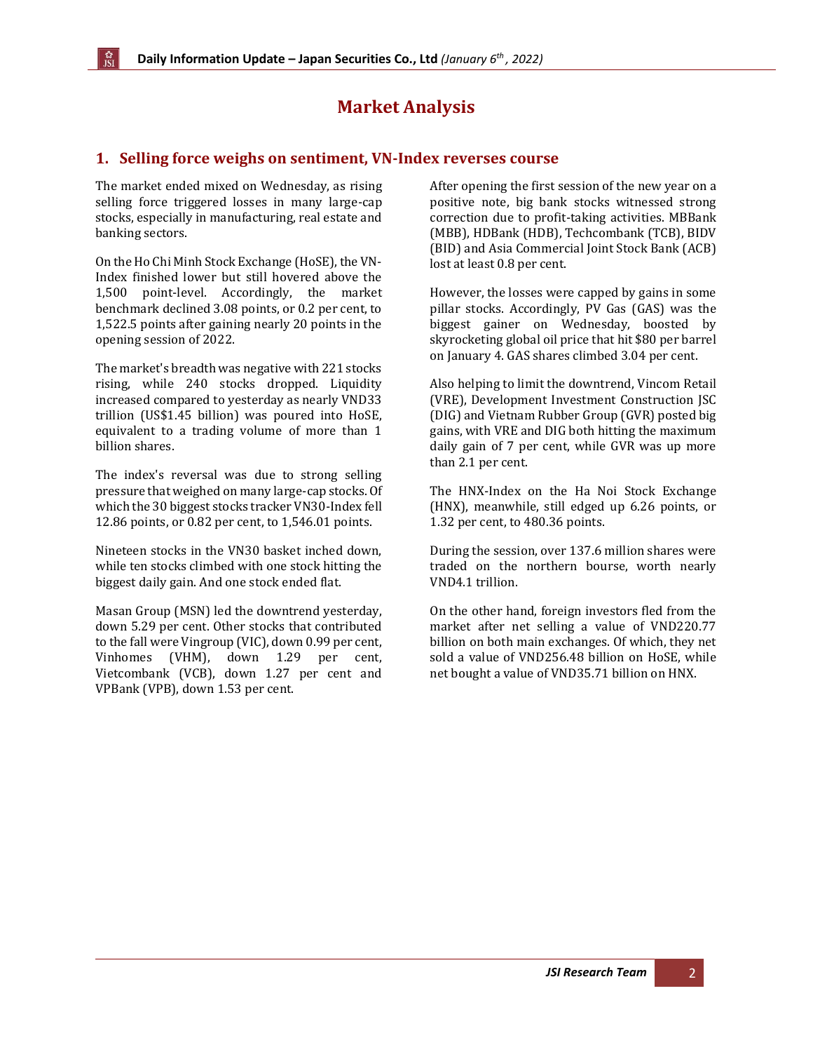# Market Analysis

## 1. Selling force weighs on sentiment, VN-Index reverses course

The market ended mixed on Wednesday, as rising selling force triggered losses in many large-cap stocks, especially in manufacturing, real estate and banking sectors.

On the Ho Chi Minh Stock Exchange (HoSE), the VN-Index finished lower but still hovered above the 1,500 point-level. Accordingly, the market benchmark declined 3.08 points, or 0.2 per cent, to 1,522.5 points after gaining nearly 20 points in the opening session of 2022.

The market's breadth was negative with 221 stocks rising, while 240 stocks dropped. Liquidity increased compared to yesterday as nearly VND33 trillion (US$1.45 billion) was poured into HoSE, equivalent to a trading volume of more than 1 billion shares.

The index's reversal was due to strong selling pressure that weighed on many large-cap stocks. Of which the 30 biggest stocks tracker VN30-Index fell 12.86 points, or 0.82 per cent, to 1,546.01 points.

Nineteen stocks in the VN30 basket inched down, while ten stocks climbed with one stock hitting the biggest daily gain. And one stock ended flat.

Masan Group (MSN) led the downtrend yesterday, down 5.29 per cent. Other stocks that contributed to the fall were Vingroup (VIC), down 0.99 per cent, Vinhomes (VHM), down 1.29 per cent, Vietcombank (VCB), down 1.27 per cent and VPBank (VPB), down 1.53 per cent.

After opening the first session of the new year on a positive note, big bank stocks witnessed strong correction due to profit-taking activities. MBBank (MBB), HDBank (HDB), Techcombank (TCB), BIDV (BID) and Asia Commercial Joint Stock Bank (ACB) lost at least 0.8 per cent.

However, the losses were capped by gains in some pillar stocks. Accordingly, PV Gas (GAS) was the biggest gainer on Wednesday, boosted by skyrocketing global oil price that hit $80 per barrel on January 4. GAS shares climbed 3.04 per cent.

Also helping to limit the downtrend, Vincom Retail (VRE), Development Investment Construction JSC (DIG) and Vietnam Rubber Group (GVR) posted big gains, with VRE and DIG both hitting the maximum daily gain of 7 per cent, while GVR was up more than 2.1 per cent.

The HNX-Index on the Ha Noi Stock Exchange (HNX), meanwhile, still edged up 6.26 points, or 1.32 per cent, to 480.36 points.

During the session, over 137.6 million shares were traded on the northern bourse, worth nearly VND4.1 trillion.

On the other hand, foreign investors fled from the market after net selling a value of VND220.77 billion on both main exchanges. Of which, they net sold a value of VND256.48 billion on HoSE, while net bought a value of VND35.71 billion on HNX.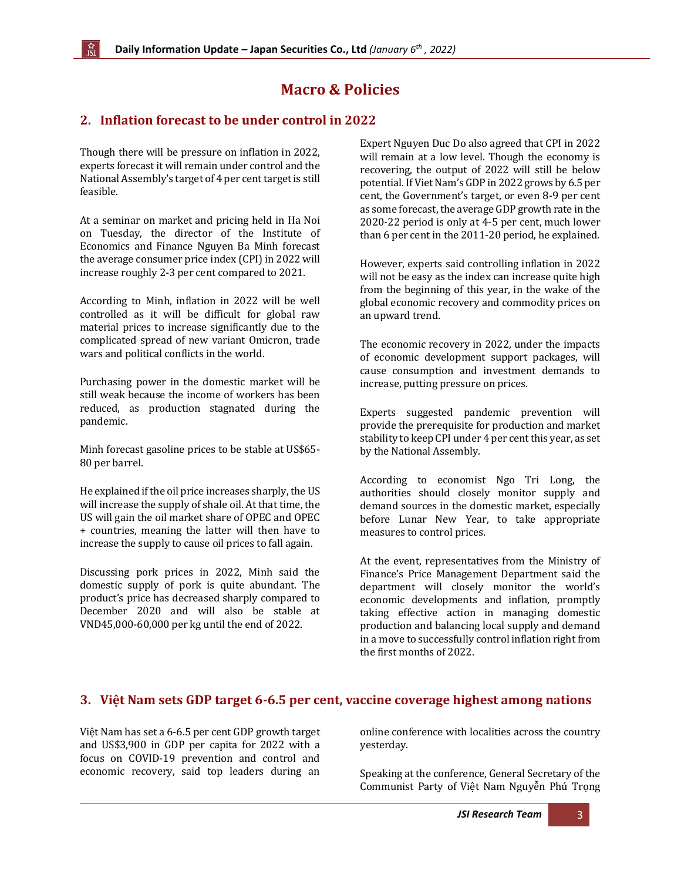# Macro & Policies

## 2. Inflation forecast to be under control in 2022

Though there will be pressure on inflation in 2022, experts forecast it will remain under control and the National Assembly's target of 4 per cent target is still feasible.

At a seminar on market and pricing held in Ha Noi on Tuesday, the director of the Institute of Economics and Finance Nguyen Ba Minh forecast the average consumer price index (CPI) in 2022 will increase roughly 2-3 per cent compared to 2021.

According to Minh, inflation in 2022 will be well controlled as it will be difficult for global raw material prices to increase significantly due to the complicated spread of new variant Omicron, trade wars and political conflicts in the world.

Purchasing power in the domestic market will be still weak because the income of workers has been reduced, as production stagnated during the pandemic.

Minh forecast gasoline prices to be stable at US$65-80 per barrel.

He explained if the oil price increases sharply, the US will increase the supply of shale oil. At that time, the US will gain the oil market share of OPEC and OPEC + countries, meaning the latter will then have to increase the supply to cause oil prices to fall again.

Discussing pork prices in 2022, Minh said the domestic supply of pork is quite abundant. The product's price has decreased sharply compared to December 2020 and will also be stable at VND45,000-60,000 per kg until the end of 2022.

Expert Nguyen Duc Do also agreed that CPI in 2022 will remain at a low level. Though the economy is recovering, the output of 2022 will still be below potential. If Viet Nam's GDP in 2022 grows by 6.5 per cent, the Government's target, or even 8-9 per cent as some forecast, the average GDP growth rate in the 2020-22 period is only at 4-5 per cent, much lower than 6 per cent in the 2011-20 period, he explained.

However, experts said controlling inflation in 2022 will not be easy as the index can increase quite high from the beginning of this year, in the wake of the global economic recovery and commodity prices on an upward trend.

The economic recovery in 2022, under the impacts of economic development support packages, will cause consumption and investment demands to increase, putting pressure on prices.

Experts suggested pandemic prevention will provide the prerequisite for production and market stability to keep CPI under 4 per cent this year, as set by the National Assembly.

According to economist Ngo Tri Long, the authorities should closely monitor supply and demand sources in the domestic market, especially before Lunar New Year, to take appropriate measures to control prices.

At the event, representatives from the Ministry of Finance's Price Management Department said the department will closely monitor the world's economic developments and inflation, promptly taking effective action in managing domestic production and balancing local supply and demand in a move to successfully control inflation right from the first months of 2022.

## 3. Việt Nam sets GDP target 6-6.5 per cent, vaccine coverage highest among nations

Việt Nam has set a 6-6.5 per cent GDP growth target and US$3,900 in GDP per capita for 2022 with a focus on COVID-19 prevention and control and economic recovery, said top leaders during an online conference with localities across the country yesterday.

Speaking at the conference, General Secretary of the Communist Party of Việt Nam Nguyễn Phú Trọng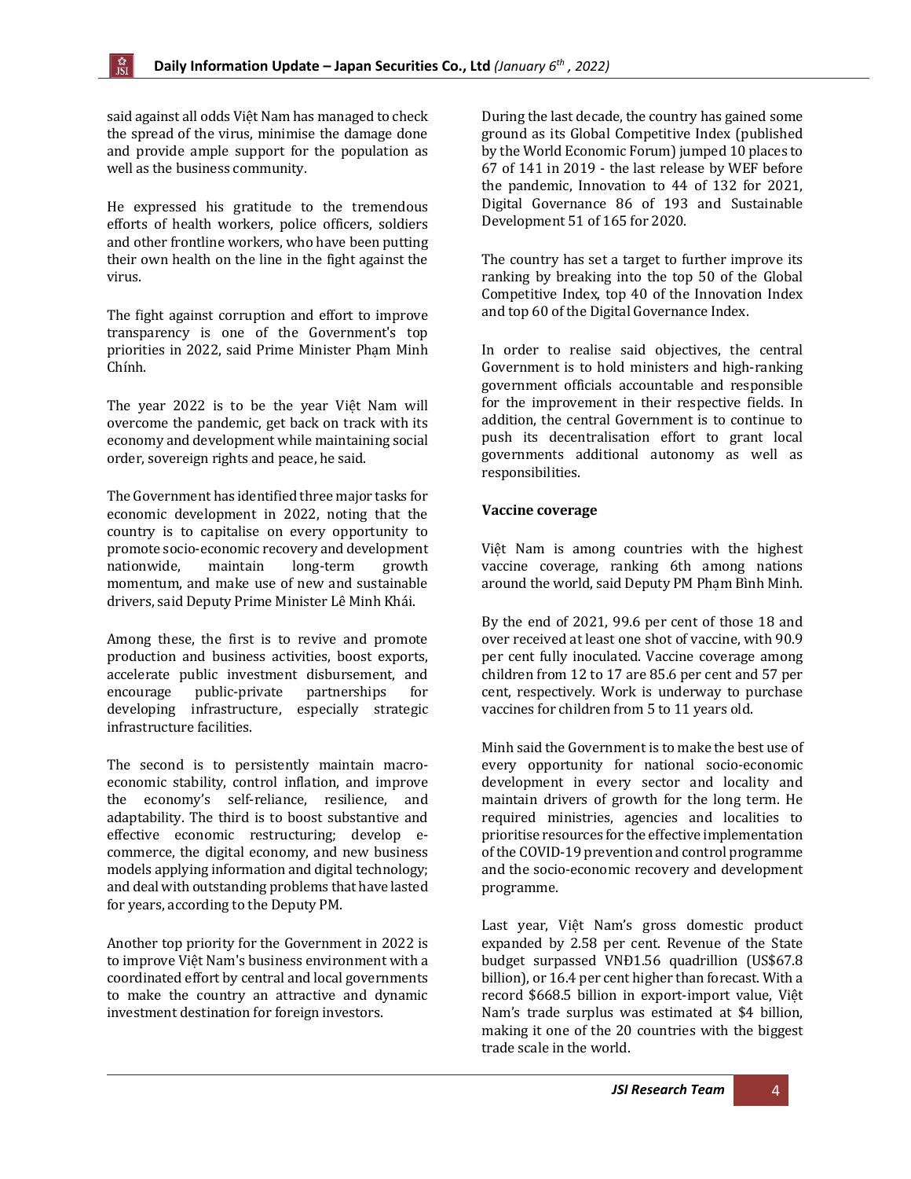said against all odds Việt Nam has managed to check the spread of the virus, minimise the damage done and provide ample support for the population as well as the business community.

He expressed his gratitude to the tremendous efforts of health workers, police officers, soldiers and other frontline workers, who have been putting their own health on the line in the fight against the virus.

The fight against corruption and effort to improve transparency is one of the Government's top priorities in 2022, said Prime Minister Phạm Minh Chính.

The year 2022 is to be the year Việt Nam will overcome the pandemic, get back on track with its economy and development while maintaining social order, sovereign rights and peace, he said.

The Government has identified three major tasks for economic development in 2022, noting that the country is to capitalise on every opportunity to promote socio-economic recovery and development nationwide, maintain long-term growth momentum, and make use of new and sustainable drivers, said Deputy Prime Minister Lê Minh Khái.

Among these, the first is to revive and promote production and business activities, boost exports, accelerate public investment disbursement, and encourage public-private partnerships for developing infrastructure, especially strategic infrastructure facilities.

The second is to persistently maintain macro-economic stability, control inflation, and improve the economy's self-reliance, resilience, and adaptability. The third is to boost substantive and effective economic restructuring; develop e-commerce, the digital economy, and new business models applying information and digital technology; and deal with outstanding problems that have lasted for years, according to the Deputy PM.

Another top priority for the Government in 2022 is to improve Việt Nam's business environment with a coordinated effort by central and local governments to make the country an attractive and dynamic investment destination for foreign investors.

During the last decade, the country has gained some ground as its Global Competitive Index (published by the World Economic Forum) jumped 10 places to 67 of 141 in 2019 - the last release by WEF before the pandemic, Innovation to 44 of 132 for 2021, Digital Governance 86 of 193 and Sustainable Development 51 of 165 for 2020.

The country has set a target to further improve its ranking by breaking into the top 50 of the Global Competitive Index, top 40 of the Innovation Index and top 60 of the Digital Governance Index.

In order to realise said objectives, the central Government is to hold ministers and high-ranking government officials accountable and responsible for the improvement in their respective fields. In addition, the central Government is to continue to push its decentralisation effort to grant local governments additional autonomy as well as responsibilities.

**Vaccine coverage**

Việt Nam is among countries with the highest vaccine coverage, ranking 6th among nations around the world, said Deputy PM Phạm Bình Minh.

By the end of 2021, 99.6 per cent of those 18 and over received at least one shot of vaccine, with 90.9 per cent fully inoculated. Vaccine coverage among children from 12 to 17 are 85.6 per cent and 57 per cent, respectively. Work is underway to purchase vaccines for children from 5 to 11 years old.

Minh said the Government is to make the best use of every opportunity for national socio-economic development in every sector and locality and maintain drivers of growth for the long term. He required ministries, agencies and localities to prioritise resources for the effective implementation of the COVID-19 prevention and control programme and the socio-economic recovery and development programme.

Last year, Việt Nam's gross domestic product expanded by 2.58 per cent. Revenue of the State budget surpassed VNĐ1.56 quadrillion (US$67.8 billion), or 16.4 per cent higher than forecast. With a record $668.5 billion in export-import value, Việt Nam's trade surplus was estimated at $4 billion, making it one of the 20 countries with the biggest trade scale in the world.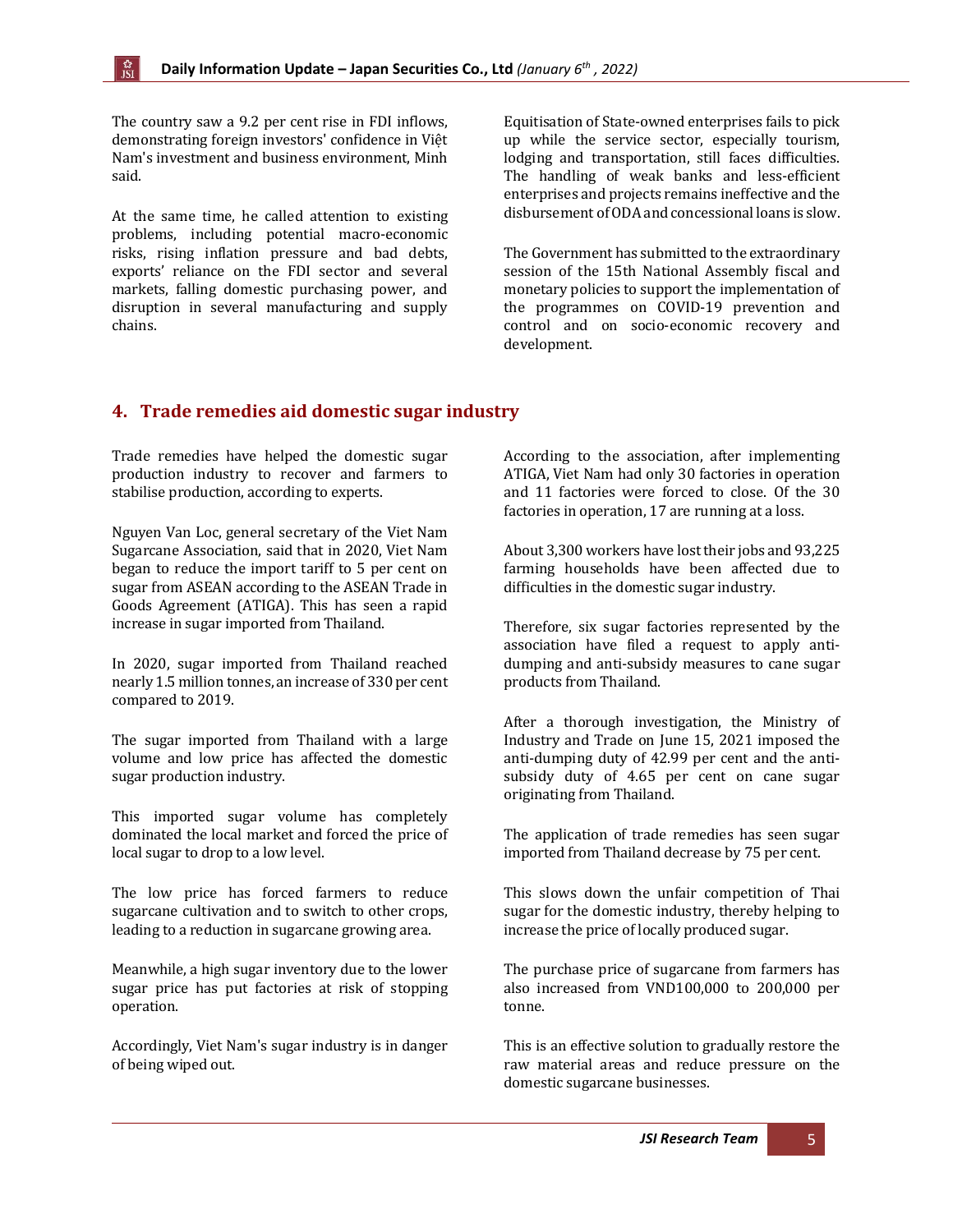The country saw a 9.2 per cent rise in FDI inflows, demonstrating foreign investors' confidence in Việt Nam's investment and business environment, Minh said.

At the same time, he called attention to existing problems, including potential macro-economic risks, rising inflation pressure and bad debts, exports' reliance on the FDI sector and several markets, falling domestic purchasing power, and disruption in several manufacturing and supply chains.

Equitisation of State-owned enterprises fails to pick up while the service sector, especially tourism, lodging and transportation, still faces difficulties. The handling of weak banks and less-efficient enterprises and projects remains ineffective and the disbursement of ODA and concessional loans is slow.

The Government has submitted to the extraordinary session of the 15th National Assembly fiscal and monetary policies to support the implementation of the programmes on COVID-19 prevention and control and on socio-economic recovery and development.

## 4. Trade remedies aid domestic sugar industry

Trade remedies have helped the domestic sugar production industry to recover and farmers to stabilise production, according to experts.

Nguyen Van Loc, general secretary of the Viet Nam Sugarcane Association, said that in 2020, Viet Nam began to reduce the import tariff to 5 per cent on sugar from ASEAN according to the ASEAN Trade in Goods Agreement (ATIGA). This has seen a rapid increase in sugar imported from Thailand.

In 2020, sugar imported from Thailand reached nearly 1.5 million tonnes, an increase of 330 per cent compared to 2019.

The sugar imported from Thailand with a large volume and low price has affected the domestic sugar production industry.

This imported sugar volume has completely dominated the local market and forced the price of local sugar to drop to a low level.

The low price has forced farmers to reduce sugarcane cultivation and to switch to other crops, leading to a reduction in sugarcane growing area.

Meanwhile, a high sugar inventory due to the lower sugar price has put factories at risk of stopping operation.

Accordingly, Viet Nam's sugar industry is in danger of being wiped out.

According to the association, after implementing ATIGA, Viet Nam had only 30 factories in operation and 11 factories were forced to close. Of the 30 factories in operation, 17 are running at a loss.

About 3,300 workers have lost their jobs and 93,225 farming households have been affected due to difficulties in the domestic sugar industry.

Therefore, six sugar factories represented by the association have filed a request to apply anti-dumping and anti-subsidy measures to cane sugar products from Thailand.

After a thorough investigation, the Ministry of Industry and Trade on June 15, 2021 imposed the anti-dumping duty of 42.99 per cent and the anti-subsidy duty of 4.65 per cent on cane sugar originating from Thailand.

The application of trade remedies has seen sugar imported from Thailand decrease by 75 per cent.

This slows down the unfair competition of Thai sugar for the domestic industry, thereby helping to increase the price of locally produced sugar.

The purchase price of sugarcane from farmers has also increased from VND100,000 to 200,000 per tonne.

This is an effective solution to gradually restore the raw material areas and reduce pressure on the domestic sugarcane businesses.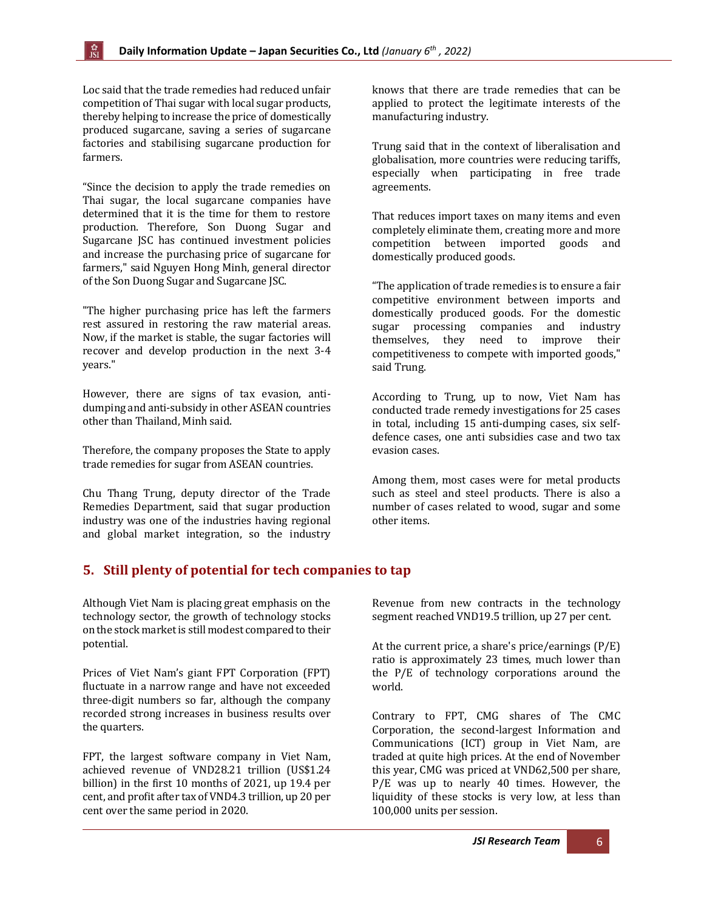Loc said that the trade remedies had reduced unfair competition of Thai sugar with local sugar products, thereby helping to increase the price of domestically produced sugarcane, saving a series of sugarcane factories and stabilising sugarcane production for farmers.

"Since the decision to apply the trade remedies on Thai sugar, the local sugarcane companies have determined that it is the time for them to restore production. Therefore, Son Duong Sugar and Sugarcane JSC has continued investment policies and increase the purchasing price of sugarcane for farmers," said Nguyen Hong Minh, general director of the Son Duong Sugar and Sugarcane JSC.

"The higher purchasing price has left the farmers rest assured in restoring the raw material areas. Now, if the market is stable, the sugar factories will recover and develop production in the next 3-4 years."

However, there are signs of tax evasion, anti-dumping and anti-subsidy in other ASEAN countries other than Thailand, Minh said.

Therefore, the company proposes the State to apply trade remedies for sugar from ASEAN countries.

Chu Thang Trung, deputy director of the Trade Remedies Department, said that sugar production industry was one of the industries having regional and global market integration, so the industry knows that there are trade remedies that can be applied to protect the legitimate interests of the manufacturing industry.

Trung said that in the context of liberalisation and globalisation, more countries were reducing tariffs, especially when participating in free trade agreements.

That reduces import taxes on many items and even completely eliminate them, creating more and more competition between imported goods and domestically produced goods.

"The application of trade remedies is to ensure a fair competitive environment between imports and domestically produced goods. For the domestic sugar processing companies and industry themselves, they need to improve their competitiveness to compete with imported goods," said Trung.

According to Trung, up to now, Viet Nam has conducted trade remedy investigations for 25 cases in total, including 15 anti-dumping cases, six self-defence cases, one anti subsidies case and two tax evasion cases.

Among them, most cases were for metal products such as steel and steel products. There is also a number of cases related to wood, sugar and some other items.

## 5. Still plenty of potential for tech companies to tap

Although Viet Nam is placing great emphasis on the technology sector, the growth of technology stocks on the stock market is still modest compared to their potential.

Prices of Viet Nam's giant FPT Corporation (FPT) fluctuate in a narrow range and have not exceeded three-digit numbers so far, although the company recorded strong increases in business results over the quarters.

FPT, the largest software company in Viet Nam, achieved revenue of VND28.21 trillion (US$1.24 billion) in the first 10 months of 2021, up 19.4 per cent, and profit after tax of VND4.3 trillion, up 20 per cent over the same period in 2020.

Revenue from new contracts in the technology segment reached VND19.5 trillion, up 27 per cent.

At the current price, a share's price/earnings (P/E) ratio is approximately 23 times, much lower than the P/E of technology corporations around the world.

Contrary to FPT, CMG shares of The CMC Corporation, the second-largest Information and Communications (ICT) group in Viet Nam, are traded at quite high prices. At the end of November this year, CMG was priced at VND62,500 per share, P/E was up to nearly 40 times. However, the liquidity of these stocks is very low, at less than 100,000 units per session.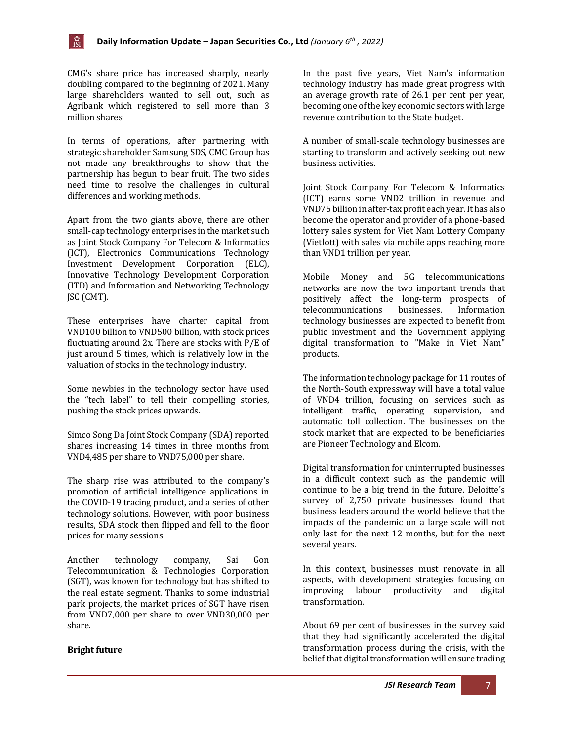CMG's share price has increased sharply, nearly doubling compared to the beginning of 2021. Many large shareholders wanted to sell out, such as Agribank which registered to sell more than 3 million shares.

In terms of operations, after partnering with strategic shareholder Samsung SDS, CMC Group has not made any breakthroughs to show that the partnership has begun to bear fruit. The two sides need time to resolve the challenges in cultural differences and working methods.

Apart from the two giants above, there are other small-cap technology enterprises in the market such as Joint Stock Company For Telecom & Informatics (ICT), Electronics Communications Technology Investment Development Corporation (ELC), Innovative Technology Development Corporation (ITD) and Information and Networking Technology JSC (CMT).

These enterprises have charter capital from VND100 billion to VND500 billion, with stock prices fluctuating around 2x. There are stocks with P/E of just around 5 times, which is relatively low in the valuation of stocks in the technology industry.

Some newbies in the technology sector have used the "tech label" to tell their compelling stories, pushing the stock prices upwards.

Simco Song Da Joint Stock Company (SDA) reported shares increasing 14 times in three months from VND4,485 per share to VND75,000 per share.

The sharp rise was attributed to the company's promotion of artificial intelligence applications in the COVID-19 tracing product, and a series of other technology solutions. However, with poor business results, SDA stock then flipped and fell to the floor prices for many sessions.

Another technology company, Sai Gon Telecommunication & Technologies Corporation (SGT), was known for technology but has shifted to the real estate segment. Thanks to some industrial park projects, the market prices of SGT have risen from VND7,000 per share to over VND30,000 per share.

**Bright future**

In the past five years, Viet Nam's information technology industry has made great progress with an average growth rate of 26.1 per cent per year, becoming one of the key economic sectors with large revenue contribution to the State budget.

A number of small-scale technology businesses are starting to transform and actively seeking out new business activities.

Joint Stock Company For Telecom & Informatics (ICT) earns some VND2 trillion in revenue and VND75 billion in after-tax profit each year. It has also become the operator and provider of a phone-based lottery sales system for Viet Nam Lottery Company (Vietlott) with sales via mobile apps reaching more than VND1 trillion per year.

Mobile Money and 5G telecommunications networks are now the two important trends that positively affect the long-term prospects of telecommunications businesses. Information technology businesses are expected to benefit from public investment and the Government applying digital transformation to "Make in Viet Nam" products.

The information technology package for 11 routes of the North-South expressway will have a total value of VND4 trillion, focusing on services such as intelligent traffic, operating supervision, and automatic toll collection. The businesses on the stock market that are expected to be beneficiaries are Pioneer Technology and Elcom.

Digital transformation for uninterrupted businesses in a difficult context such as the pandemic will continue to be a big trend in the future. Deloitte's survey of 2,750 private businesses found that business leaders around the world believe that the impacts of the pandemic on a large scale will not only last for the next 12 months, but for the next several years.

In this context, businesses must renovate in all aspects, with development strategies focusing on improving labour productivity and digital transformation.

About 69 per cent of businesses in the survey said that they had significantly accelerated the digital transformation process during the crisis, with the belief that digital transformation will ensure trading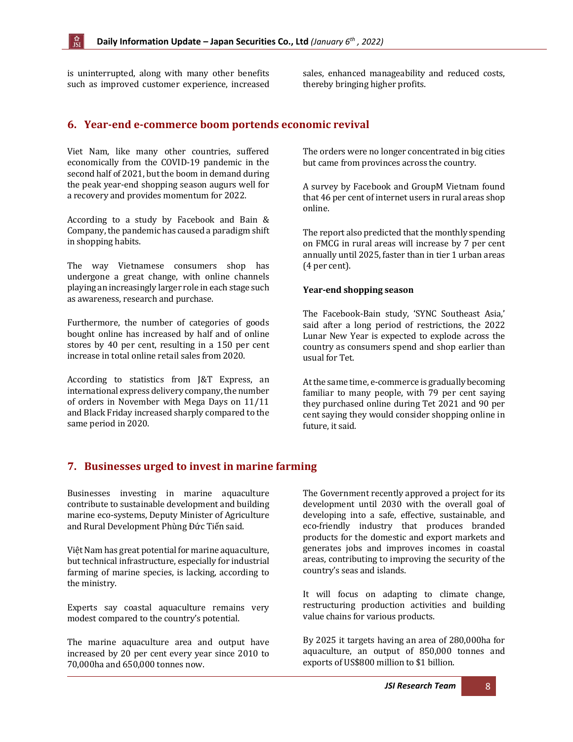is uninterrupted, along with many other benefits such as improved customer experience, increased sales, enhanced manageability and reduced costs, thereby bringing higher profits.

## 6. Year-end e-commerce boom portends economic revival

Viet Nam, like many other countries, suffered economically from the COVID-19 pandemic in the second half of 2021, but the boom in demand during the peak year-end shopping season augurs well for a recovery and provides momentum for 2022.

According to a study by Facebook and Bain & Company, the pandemic has caused a paradigm shift in shopping habits.

The way Vietnamese consumers shop has undergone a great change, with online channels playing an increasingly larger role in each stage such as awareness, research and purchase.

Furthermore, the number of categories of goods bought online has increased by half and of online stores by 40 per cent, resulting in a 150 per cent increase in total online retail sales from 2020.

According to statistics from J&T Express, an international express delivery company, the number of orders in November with Mega Days on 11/11 and Black Friday increased sharply compared to the same period in 2020.

The orders were no longer concentrated in big cities but came from provinces across the country.

A survey by Facebook and GroupM Vietnam found that 46 per cent of internet users in rural areas shop online.

The report also predicted that the monthly spending on FMCG in rural areas will increase by 7 per cent annually until 2025, faster than in tier 1 urban areas (4 per cent).

**Year-end shopping season**

The Facebook-Bain study, 'SYNC Southeast Asia,' said after a long period of restrictions, the 2022 Lunar New Year is expected to explode across the country as consumers spend and shop earlier than usual for Tet.

At the same time, e-commerce is gradually becoming familiar to many people, with 79 per cent saying they purchased online during Tet 2021 and 90 per cent saying they would consider shopping online in future, it said.

## 7. Businesses urged to invest in marine farming

Businesses investing in marine aquaculture contribute to sustainable development and building marine eco-systems, Deputy Minister of Agriculture and Rural Development Phùng Đức Tiến said.

Việt Nam has great potential for marine aquaculture, but technical infrastructure, especially for industrial farming of marine species, is lacking, according to the ministry.

Experts say coastal aquaculture remains very modest compared to the country's potential.

The marine aquaculture area and output have increased by 20 per cent every year since 2010 to 70,000ha and 650,000 tonnes now.

The Government recently approved a project for its development until 2030 with the overall goal of developing into a safe, effective, sustainable, and eco-friendly industry that produces branded products for the domestic and export markets and generates jobs and improves incomes in coastal areas, contributing to improving the security of the country's seas and islands.

It will focus on adapting to climate change, restructuring production activities and building value chains for various products.

By 2025 it targets having an area of 280,000ha for aquaculture, an output of 850,000 tonnes and exports of US$800 million to $1 billion.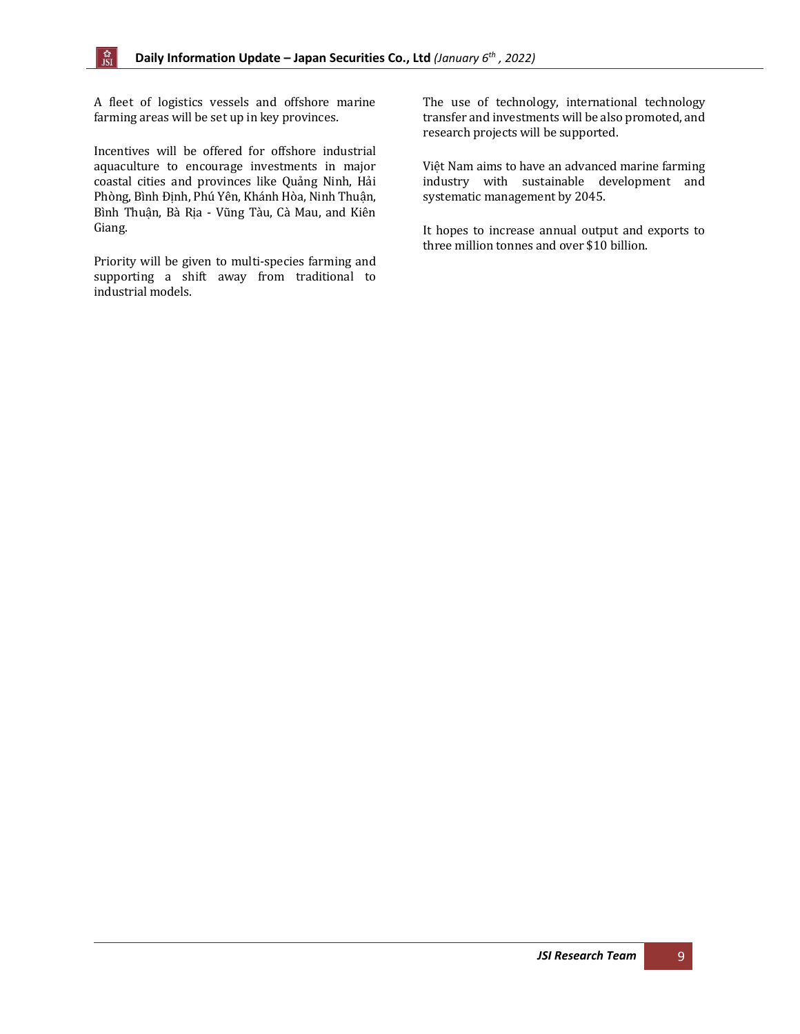A fleet of logistics vessels and offshore marine farming areas will be set up in key provinces.

Incentives will be offered for offshore industrial aquaculture to encourage investments in major coastal cities and provinces like Quảng Ninh, Hải Phòng, Bình Định, Phú Yên, Khánh Hòa, Ninh Thuận, Bình Thuận, Bà Rịa - Vũng Tàu, Cà Mau, and Kiên Giang.

Priority will be given to multi-species farming and supporting a shift away from traditional to industrial models.

The use of technology, international technology transfer and investments will be also promoted, and research projects will be supported.

Việt Nam aims to have an advanced marine farming industry with sustainable development and systematic management by 2045.

It hopes to increase annual output and exports to three million tonnes and over $10 billion.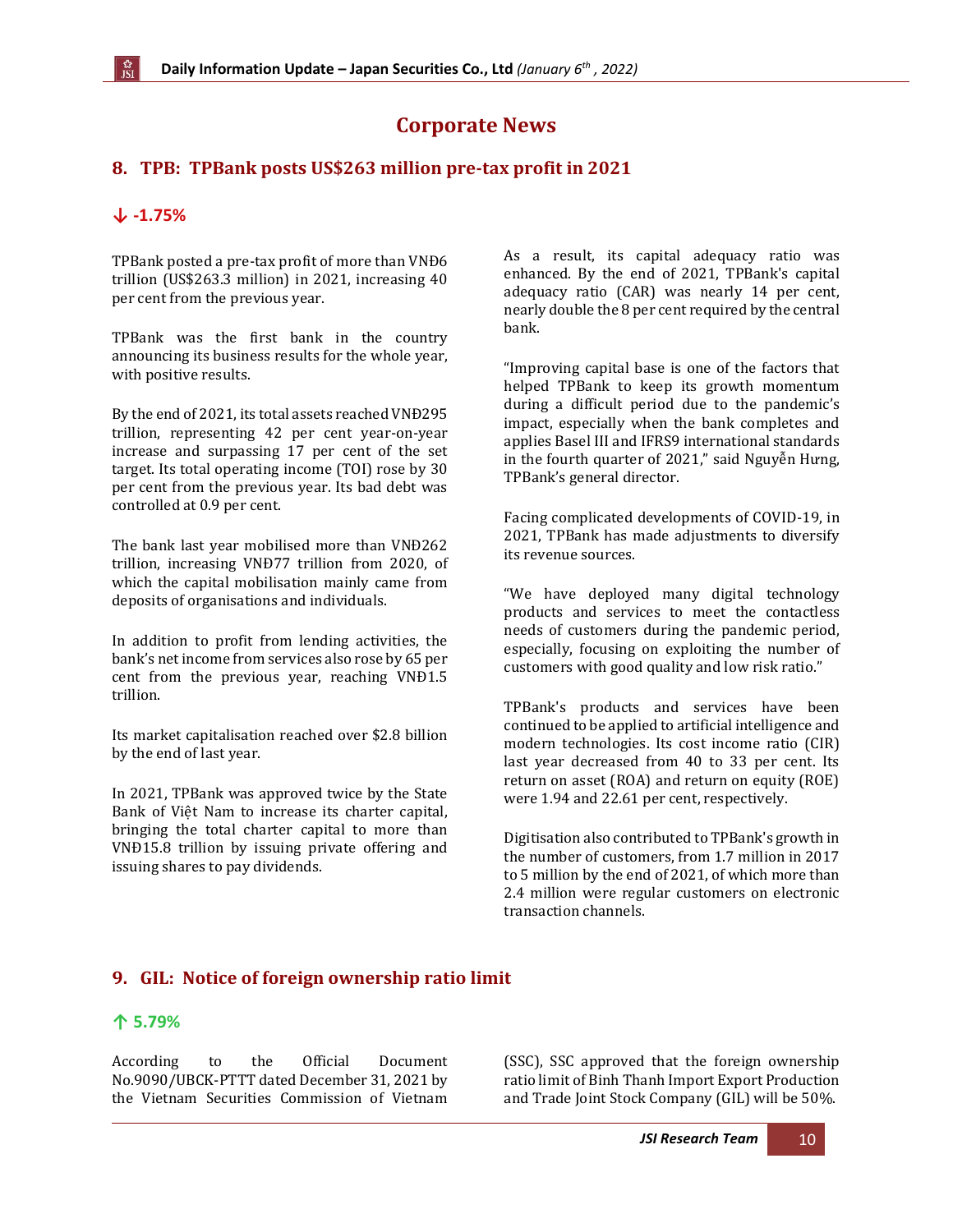# Corporate News

## 8. TPB: TPBank posts US$263 million pre-tax profit in 2021

**↓ -1.75%**

TPBank posted a pre-tax profit of more than VNĐ6 trillion (US$263.3 million) in 2021, increasing 40 per cent from the previous year.

TPBank was the first bank in the country announcing its business results for the whole year, with positive results.

By the end of 2021, its total assets reached VNĐ295 trillion, representing 42 per cent year-on-year increase and surpassing 17 per cent of the set target. Its total operating income (TOI) rose by 30 per cent from the previous year. Its bad debt was controlled at 0.9 per cent.

The bank last year mobilised more than VNĐ262 trillion, increasing VNĐ77 trillion from 2020, of which the capital mobilisation mainly came from deposits of organisations and individuals.

In addition to profit from lending activities, the bank's net income from services also rose by 65 per cent from the previous year, reaching VNĐ1.5 trillion.

Its market capitalisation reached over $2.8 billion by the end of last year.

In 2021, TPBank was approved twice by the State Bank of Việt Nam to increase its charter capital, bringing the total charter capital to more than VNĐ15.8 trillion by issuing private offering and issuing shares to pay dividends.

As a result, its capital adequacy ratio was enhanced. By the end of 2021, TPBank's capital adequacy ratio (CAR) was nearly 14 per cent, nearly double the 8 per cent required by the central bank.

"Improving capital base is one of the factors that helped TPBank to keep its growth momentum during a difficult period due to the pandemic's impact, especially when the bank completes and applies Basel III and IFRS9 international standards in the fourth quarter of 2021," said Nguyễn Hưng, TPBank's general director.

Facing complicated developments of COVID-19, in 2021, TPBank has made adjustments to diversify its revenue sources.

"We have deployed many digital technology products and services to meet the contactless needs of customers during the pandemic period, especially, focusing on exploiting the number of customers with good quality and low risk ratio."

TPBank's products and services have been continued to be applied to artificial intelligence and modern technologies. Its cost income ratio (CIR) last year decreased from 40 to 33 per cent. Its return on asset (ROA) and return on equity (ROE) were 1.94 and 22.61 per cent, respectively.

Digitisation also contributed to TPBank's growth in the number of customers, from 1.7 million in 2017 to 5 million by the end of 2021, of which more than 2.4 million were regular customers on electronic transaction channels.

## 9. GIL: Notice of foreign ownership ratio limit

**↑ 5.79%**

According to the Official Document No.9090/UBCK-PTTT dated December 31, 2021 by the Vietnam Securities Commission of Vietnam (SSC), SSC approved that the foreign ownership ratio limit of Binh Thanh Import Export Production and Trade Joint Stock Company (GIL) will be 50%.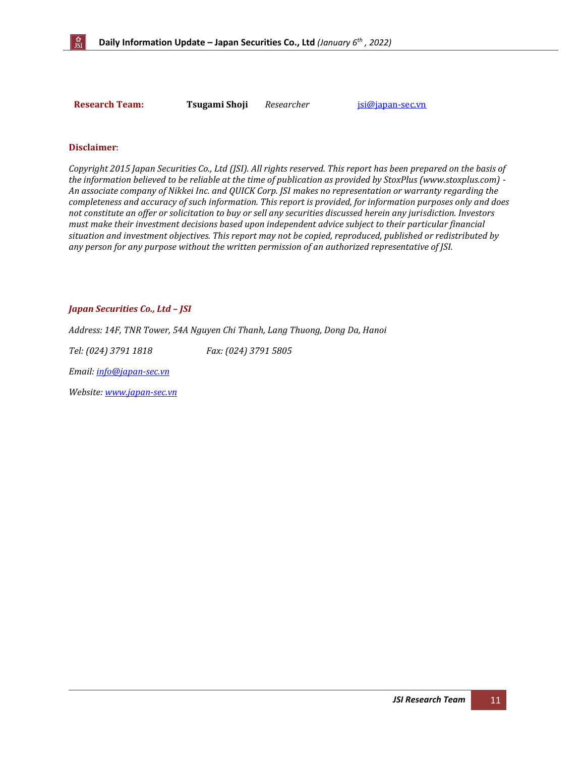**Research Team:** **Tsugami Shoji** *Researcher* jsi@japan-sec.vn

**Disclaimer**:

*Copyright 2015 Japan Securities Co., Ltd (JSI). All rights reserved. This report has been prepared on the basis of the information believed to be reliable at the time of publication as provided by StoxPlus (www.stoxplus.com) - An associate company of Nikkei Inc. and QUICK Corp. JSI makes no representation or warranty regarding the completeness and accuracy of such information. This report is provided, for information purposes only and does not constitute an offer or solicitation to buy or sell any securities discussed herein any jurisdiction. Investors must make their investment decisions based upon independent advice subject to their particular financial situation and investment objectives. This report may not be copied, reproduced, published or redistributed by any person for any purpose without the written permission of an authorized representative of JSI.*

***Japan Securities Co., Ltd – JSI***

*Address: 14F, TNR Tower, 54A Nguyen Chi Thanh, Lang Thuong, Dong Da, Hanoi*

*Tel: (024) 3791 1818* *Fax: (024) 3791 5805*

*Email: info@japan-sec.vn*

*Website: www.japan-sec.vn*